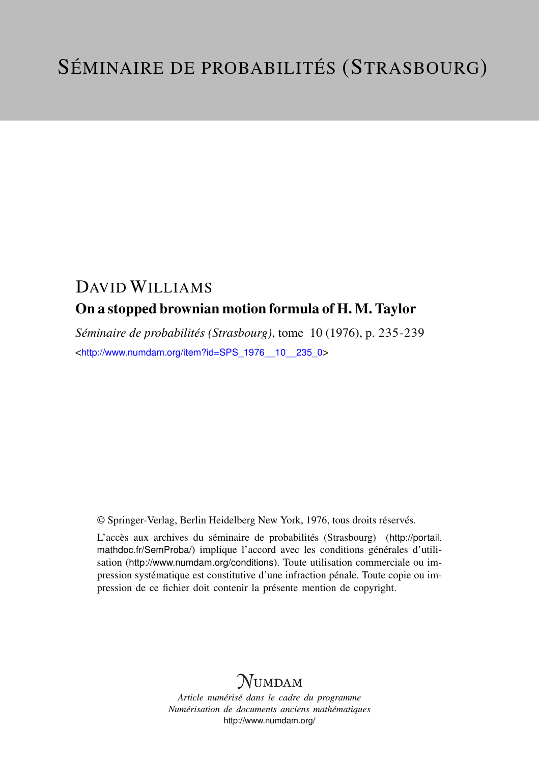# SÉMINAIRE DE PROBABILITÉS (STRASBOURG)

## DAVID WILLIAMS

### On a stopped brownian motion formula of H. M. Taylor

*Séminaire de probabilités (Strasbourg)*, tome 10 (1976), p. 235-239

<http://www.numdam.org/item?id=SPS_1976__10__235_0>

© Springer-Verlag, Berlin Heidelberg New York, 1976, tous droits réservés.

L'accès aux archives du séminaire de probabilités (Strasbourg) (http://portail.mathdoc.fr/SemProba/) implique l'accord avec les conditions générales d'utilisation (http://www.numdam.org/conditions). Toute utilisation commerciale ou impression systématique est constitutive d'une infraction pénale. Toute copie ou impression de ce fichier doit contenir la présente mention de copyright.

NUMDAM

*Article numérisé dans le cadre du programme*
*Numérisation de documents anciens mathématiques*
http://www.numdam.org/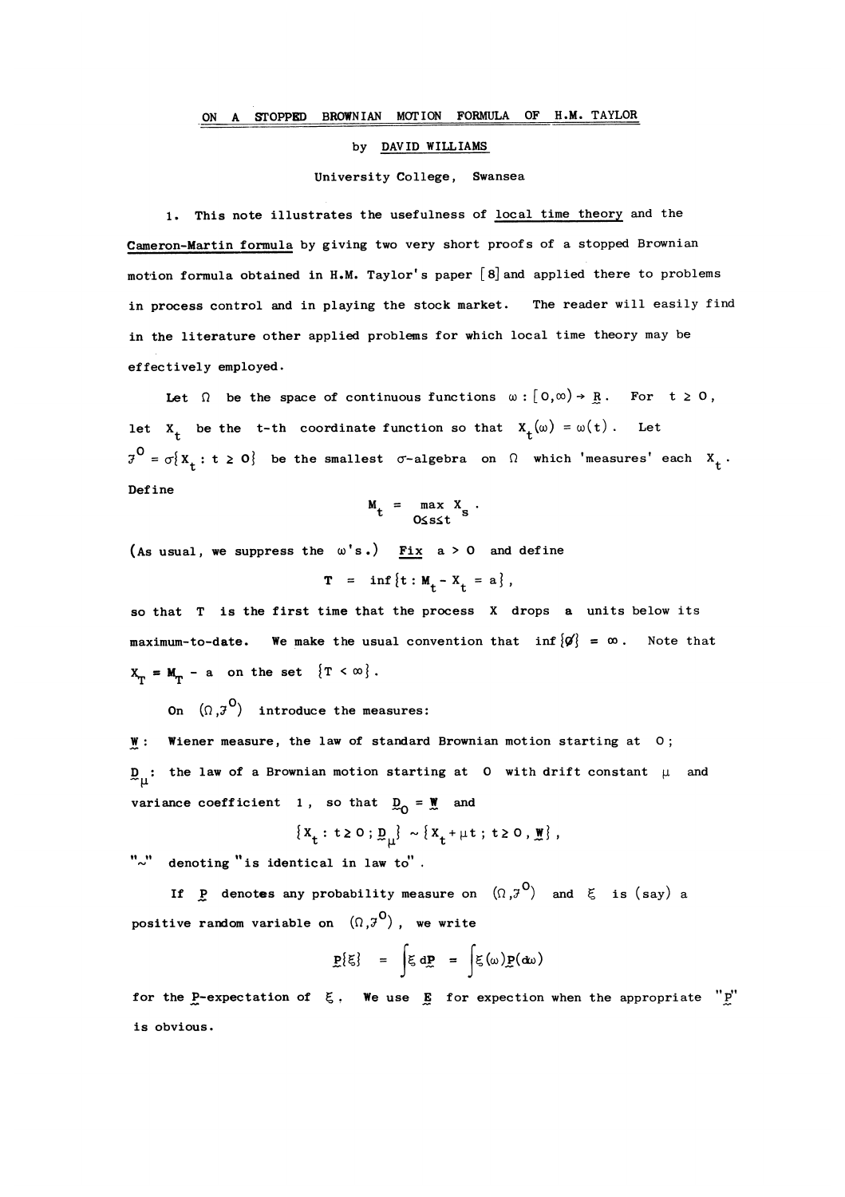## ON A STOPPED BROWNIAN MOTION FORMULA OF H.M. TAYLOR

by DAVID WILLIAMS

University College, Swansea

1. This note illustrates the usefulness of local time theory and the Cameron-Martin formula by giving two very short proofs of a stopped Brownian motion formula obtained in H.M. Taylor's paper [8] and applied there to problems in process control and in playing the stock market. The reader will easily find in the literature other applied problems for which local time theory may be effectively employed.

Let $\Omega$ be the space of continuous functions $\omega : [0,\infty) \to \underset{\sim}{R}$. For $t \geq 0$, let $X_t$ be the t-th coordinate function so that $X_t(\omega) = \omega(t)$. Let $\mathcal{F}^0 = \sigma\{X_t : t \geq 0\}$ be the smallest $\sigma$-algebra on $\Omega$ which 'measures' each $X_t$. Define

$$M_t = \max_{0 \leq s \leq t} X_s .$$

(As usual, we suppress the $\omega$'s.) Fix $a > 0$ and define

$$T = \inf\{t : M_t - X_t = a\},$$

so that $T$ is the first time that the process $X$ drops $a$ units below its maximum-to-date. We make the usual convention that $\inf\{\emptyset\} = \infty$. Note that $X_T = M_T - a$ on the set $\{T < \infty\}$.

On $(\Omega, \mathcal{F}^0)$ introduce the measures:

$\underset{\sim}{W}$: Wiener measure, the law of standard Brownian motion starting at $0$;

$\underset{\sim}{D}_\mu$: the law of a Brownian motion starting at $0$ with drift constant $\mu$ and variance coefficient $1$, so that $\underset{\sim}{D}_0 = \underset{\sim}{W}$ and

$$\{X_t : t \geq 0 ; \underset{\sim}{D}_\mu\} \sim \{X_t + \mu t ; t \geq 0, \underset{\sim}{W}\},$$

"$\sim$" denoting "is identical in law to".

If $\underset{\sim}{P}$ denotes any probability measure on $(\Omega, \mathcal{F}^0)$ and $\xi$ is (say) a positive random variable on $(\Omega, \mathcal{F}^0)$, we write

$$\underset{\sim}{P}\{\xi\} = \int \xi \, d\underset{\sim}{P} = \int \xi(\omega) \underset{\sim}{P}(d\omega)$$

for the $\underset{\sim}{P}$-expectation of $\xi$. We use $\underset{\sim}{E}$ for expection when the appropriate "$\underset{\sim}{P}$" is obvious.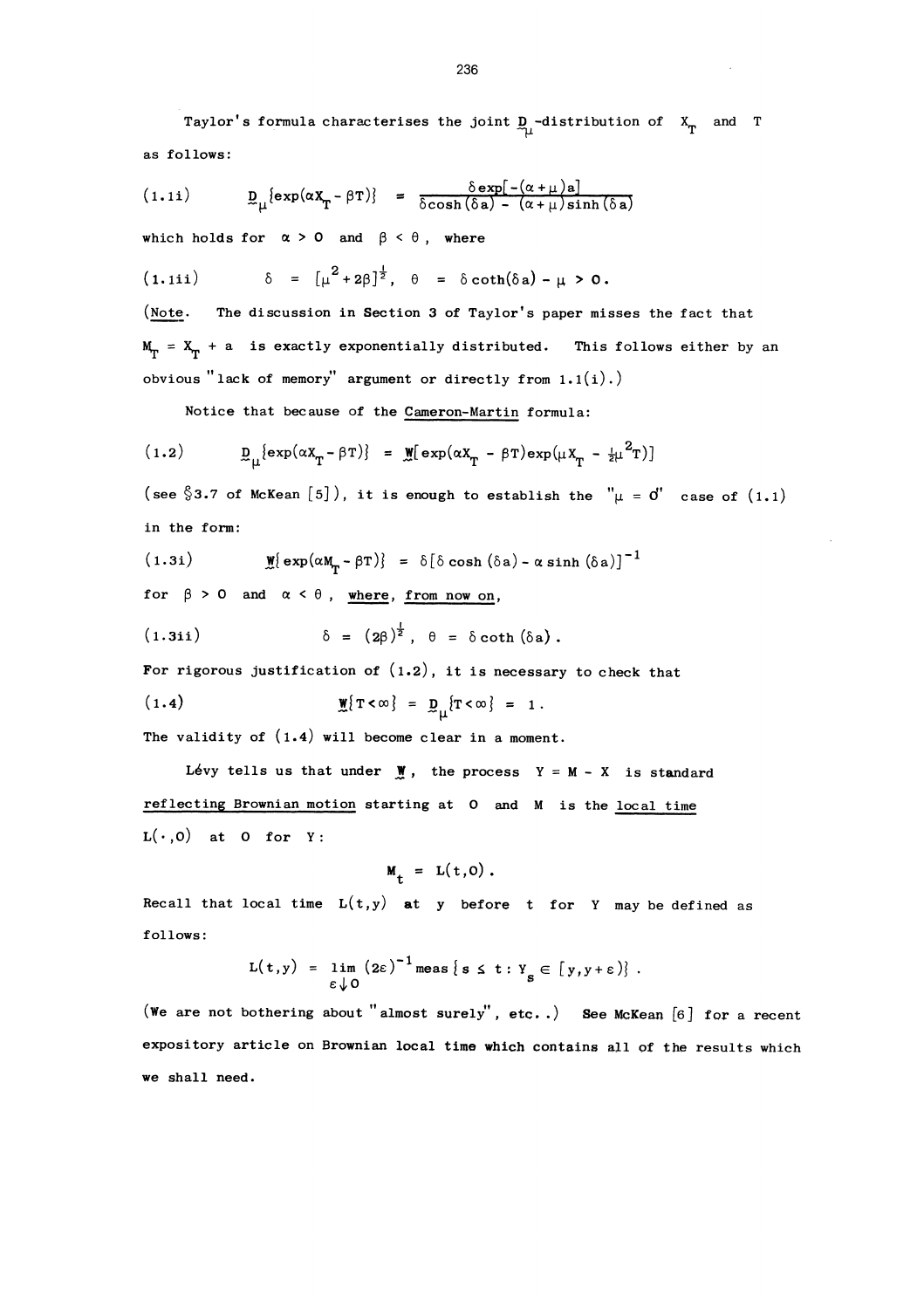Taylor's formula characterises the joint $\underset{\sim}{D}_\mu$-distribution of $X_T$ and $T$ as follows:

$$(1.1\text{i}) \qquad \underset{\sim}{D}_\mu\{\exp(\alpha X_T - \beta T)\} = \frac{\delta \exp[-(\alpha+\mu)a]}{\delta \cosh(\delta a) - (\alpha+\mu)\sinh(\delta a)}$$

which holds for $\alpha > 0$ and $\beta < \theta$, where

$$(1.1\text{ii}) \qquad \delta = [\mu^2 + 2\beta]^{\frac{1}{2}}, \quad \theta = \delta\coth(\delta a) - \mu > 0.$$

(Note. The discussion in Section 3 of Taylor's paper misses the fact that $M_T = X_T + a$ is exactly exponentially distributed. This follows either by an obvious "lack of memory" argument or directly from 1.1(i).)

Notice that because of the Cameron-Martin formula:

$$(1.2) \qquad \underset{\sim}{D}_\mu\{\exp(\alpha X_T - \beta T)\} = \underset{\sim}{W}[\exp(\alpha X_T - \beta T)\exp(\mu X_T - \tfrac{1}{2}\mu^2 T)]$$

(see §3.7 of McKean [5]), it is enough to establish the "$\mu = 0$" case of (1.1) in the form:

$$(1.3\text{i}) \qquad \underset{\sim}{W}\{\exp(\alpha M_T - \beta T)\} = \delta[\delta\cosh(\delta a) - \alpha\sinh(\delta a)]^{-1}$$

for $\beta > 0$ and $\alpha < \theta$, where, from now on,

$$(1.3\text{ii}) \qquad \delta = (2\beta)^{\frac{1}{2}}, \quad \theta = \delta\coth(\delta a).$$

For rigorous justification of (1.2), it is necessary to check that

$$(1.4) \qquad \underset{\sim}{W}\{T < \infty\} = \underset{\sim}{D}_\mu\{T < \infty\} = 1.$$

The validity of (1.4) will become clear in a moment.

Lévy tells us that under $\underset{\sim}{W}$, the process $Y = M - X$ is standard reflecting Brownian motion starting at 0 and $M$ is the local time $L(\cdot, 0)$ at 0 for $Y$:

$$M_t = L(t, 0).$$

Recall that local time $L(t,y)$ at $y$ before $t$ for $Y$ may be defined as follows:

$$L(t,y) = \lim_{\varepsilon \downarrow 0} (2\varepsilon)^{-1} \text{meas}\{s \le t : Y_s \in [y, y+\varepsilon)\}.$$

(We are not bothering about "almost surely", etc..) See McKean [6] for a recent expository article on Brownian local time which contains all of the results which we shall need.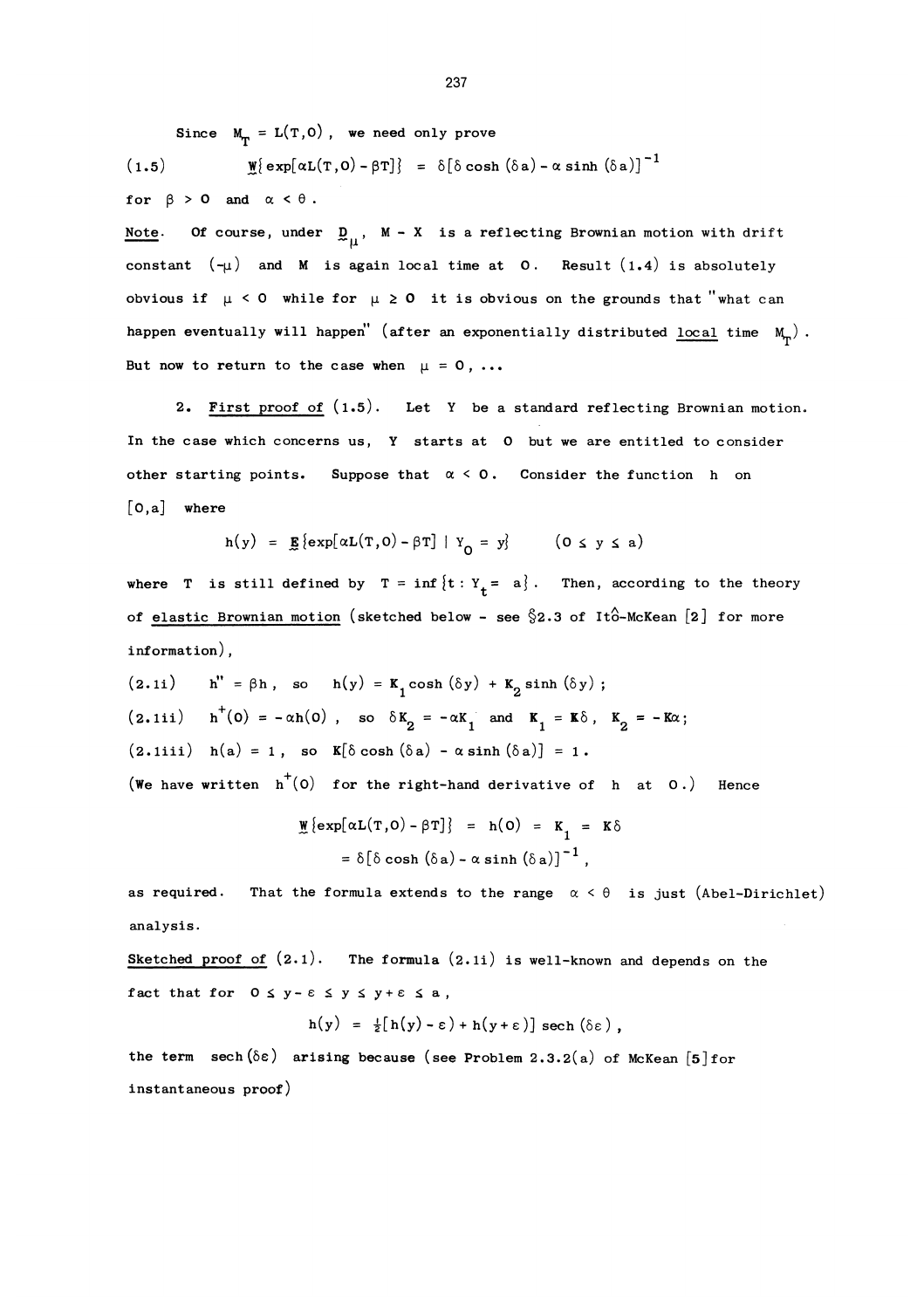Since $M_T = L(T,0)$, we need only prove

$$\text{(1.5)} \qquad \underset{\sim}{W}\{\exp[\alpha L(T,0) - \beta T]\} = \delta[\delta \cosh(\delta a) - \alpha \sinh(\delta a)]^{-1}$$

for $\beta > 0$ and $\alpha < \theta$.

Note. Of course, under $\underset{\sim}{D}_\mu$, $M - X$ is a reflecting Brownian motion with drift constant $(-\mu)$ and $M$ is again local time at $0$. Result (1.4) is absolutely obvious if $\mu < 0$ while for $\mu \geq 0$ it is obvious on the grounds that "what can happen eventually will happen" (after an exponentially distributed local time $M_T$). But now to return to the case when $\mu = 0$, ...

2. First proof of (1.5). Let $Y$ be a standard reflecting Brownian motion. In the case which concerns us, $Y$ starts at $0$ but we are entitled to consider other starting points. Suppose that $\alpha < 0$. Consider the function $h$ on $[0,a]$ where

$$h(y) = \underset{\sim}{E}\{\exp[\alpha L(T,0) - \beta T] \mid Y_0 = y\} \qquad (0 \leq y \leq a)$$

where $T$ is still defined by $T = \inf\{t : Y_t = a\}$. Then, according to the theory of elastic Brownian motion (sketched below - see §2.3 of Itô-McKean [2] for more information),

(2.1i) $h'' = \beta h$, so $h(y) = K_1 \cosh(\delta y) + K_2 \sinh(\delta y)$;

(2.1ii) $h^+(0) = -\alpha h(0)$, so $\delta K_2 = -\alpha K_1$ and $K_1 = K\delta$, $K_2 = -K\alpha$;

(2.1iii) $h(a) = 1$, so $K[\delta \cosh(\delta a) - \alpha \sinh(\delta a)] = 1$.

(We have written $h^+(0)$ for the right-hand derivative of $h$ at $0$.) Hence

$$\underset{\sim}{W}\{\exp[\alpha L(T,0) - \beta T]\} = h(0) = K_1 = K\delta$$
$$= \delta[\delta \cosh(\delta a) - \alpha \sinh(\delta a)]^{-1},$$

as required. That the formula extends to the range $\alpha < \theta$ is just (Abel-Dirichlet) analysis.

Sketched proof of (2.1). The formula (2.1i) is well-known and depends on the fact that for $0 \leq y - \varepsilon \leq y \leq y + \varepsilon \leq a$,

$$h(y) = \tfrac{1}{2}[h(y) - \varepsilon) + h(y + \varepsilon)] \operatorname{sech}(\delta\varepsilon),$$

the term $\operatorname{sech}(\delta\varepsilon)$ arising because (see Problem 2.3.2(a) of McKean [5] for instantaneous proof)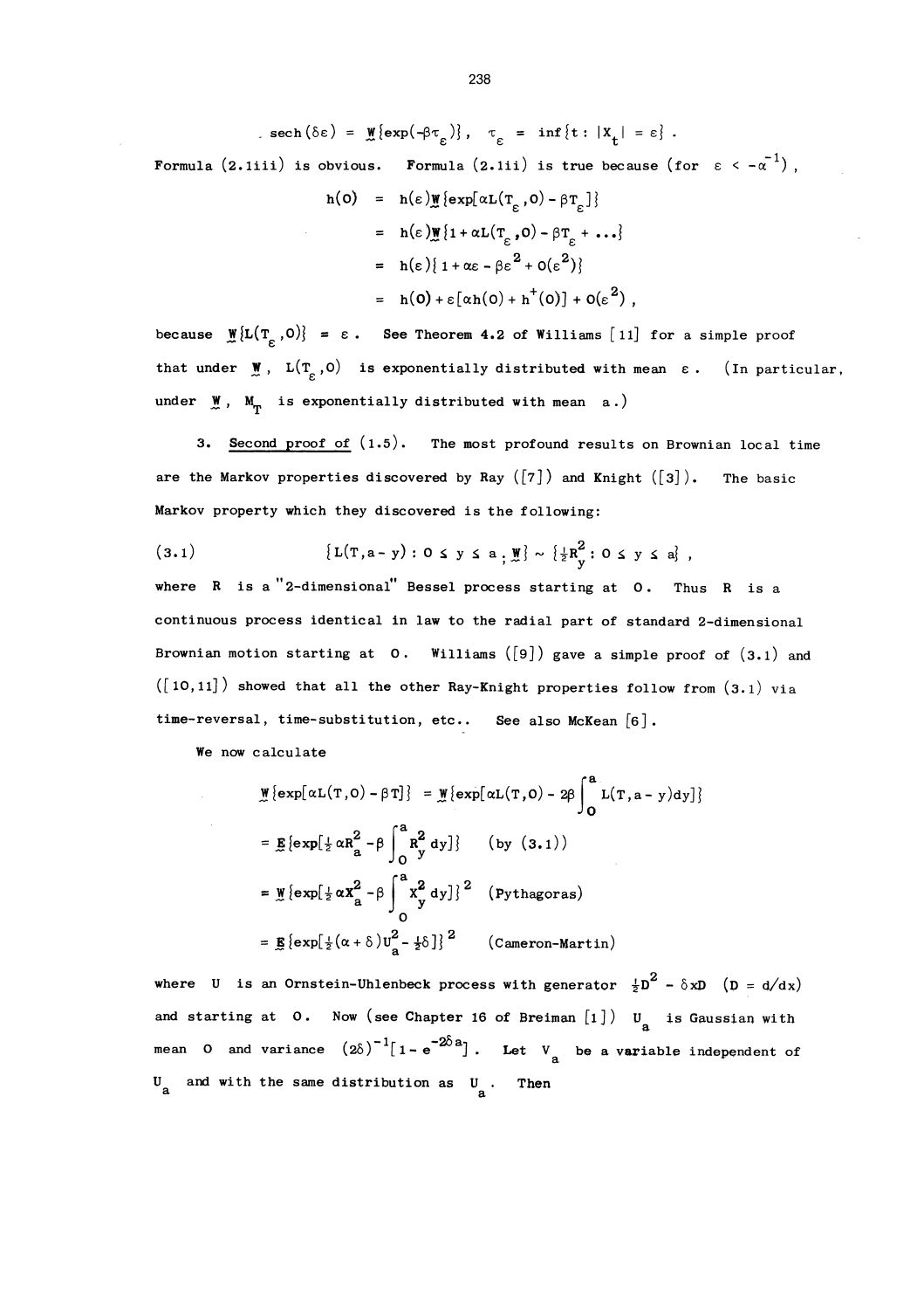$$\operatorname{sech}(\delta\varepsilon) = \underset{\sim}{W}\{\exp(-\beta\tau_\varepsilon)\}, \quad \tau_\varepsilon = \inf\{t : |X_t| = \varepsilon\}.$$

Formula (2.1iii) is obvious. Formula (2.1ii) is true because (for $\varepsilon < -\alpha^{-1}$),

$$\begin{aligned}
h(0) &= h(\varepsilon)\underset{\sim}{W}\{\exp[\alpha L(T_\varepsilon, 0) - \beta T_\varepsilon]\} \\
&= h(\varepsilon)\underset{\sim}{W}\{1 + \alpha L(T_\varepsilon, 0) - \beta T_\varepsilon + \ldots\} \\
&= h(\varepsilon)\{1 + \alpha\varepsilon - \beta\varepsilon^2 + o(\varepsilon^2)\} \\
&= h(0) + \varepsilon[\alpha h(0) + h^+(0)] + o(\varepsilon^2),
\end{aligned}$$

because $\underset{\sim}{W}\{L(T_\varepsilon, 0)\} = \varepsilon$. See Theorem 4.2 of Williams [11] for a simple proof that under $\underset{\sim}{W}$, $L(T_\varepsilon, 0)$ is exponentially distributed with mean $\varepsilon$. (In particular, under $\underset{\sim}{W}$, $M_T$ is exponentially distributed with mean $a$.)

3. Second proof of (1.5). The most profound results on Brownian local time are the Markov properties discovered by Ray ([7]) and Knight ([3]). The basic Markov property which they discovered is the following:

$$\{L(T, a - y) : 0 \le y \le a ; \underset{\sim}{W}\} \sim \{\tfrac{1}{2}R_y^2 : 0 \le y \le a\}, \tag{3.1}$$

where $R$ is a "2-dimensional" Bessel process starting at $0$. Thus $R$ is a continuous process identical in law to the radial part of standard 2-dimensional Brownian motion starting at $0$. Williams ([9]) gave a simple proof of (3.1) and ([10,11]) showed that all the other Ray-Knight properties follow from (3.1) via time-reversal, time-substitution, etc.. See also McKean [6].

We now calculate

$$\begin{aligned}
\underset{\sim}{W}\{\exp[\alpha L(T,0) - \beta T]\} &= \underset{\sim}{W}\{\exp[\alpha L(T,0) - 2\beta\int_0^a L(T, a-y)\,dy]\} \\
&= \underset{\sim}{E}\{\exp[\tfrac{1}{2}\alpha R_a^2 - \beta\int_0^a R_y^2\,dy]\} \qquad \text{(by (3.1))} \\
&= \underset{\sim}{W}\{\exp[\tfrac{1}{2}\alpha X_a^2 - \beta\int_0^a X_y^2\,dy]\}^2 \qquad \text{(Pythagoras)} \\
&= \underset{\sim}{E}\{\exp[\tfrac{1}{2}(\alpha + \delta)U_a^2 - \tfrac{1}{2}\delta]\}^2 \qquad \text{(Cameron-Martin)}
\end{aligned}$$

where $U$ is an Ornstein-Uhlenbeck process with generator $\frac{1}{2}D^2 - \delta x D$ ($D = d/dx$) and starting at $0$. Now (see Chapter 16 of Breiman [1]) $U_a$ is Gaussian with mean $0$ and variance $(2\delta)^{-1}[1 - e^{-2\delta a}]$. Let $V_a$ be a variable independent of $U_a$ and with the same distribution as $U_a$. Then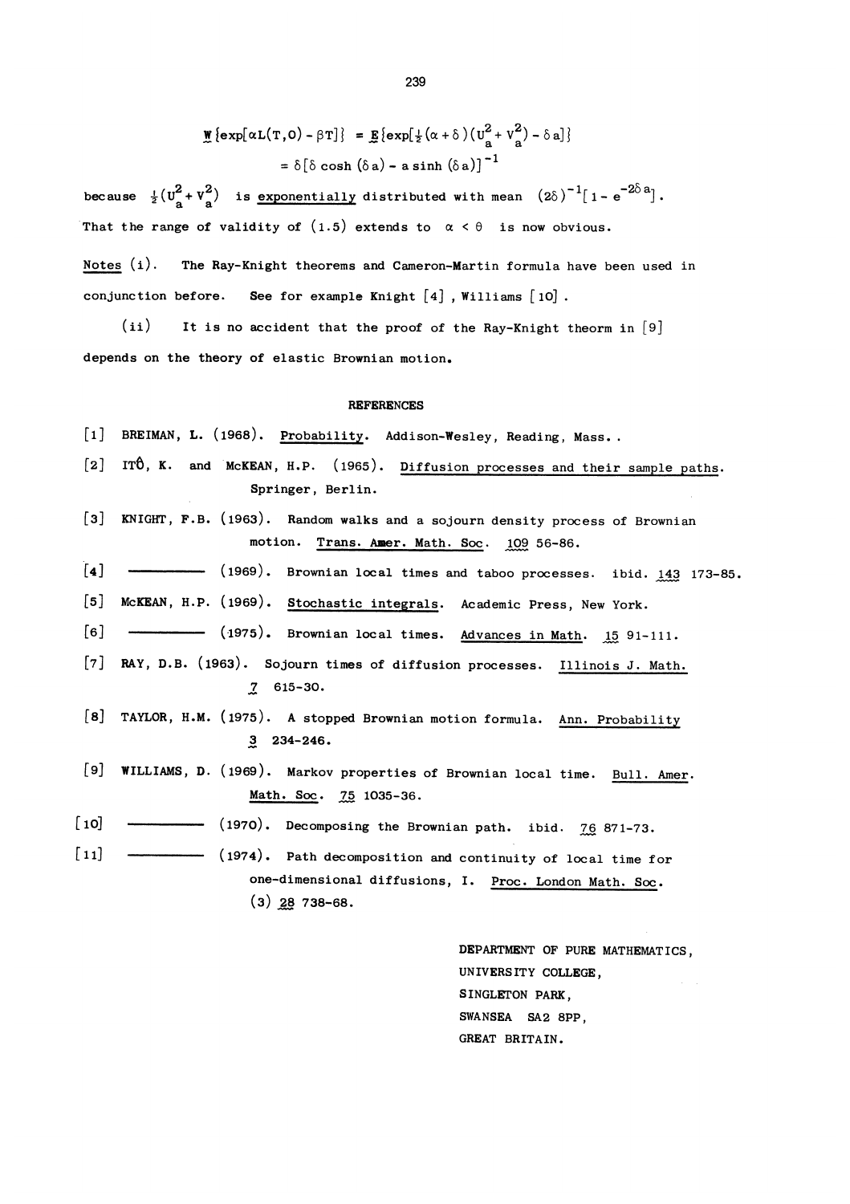$$\underset{\sim}{W}\{\exp[\alpha L(T,0) - \beta T]\} = \underset{\sim}{E}\{\exp[\tfrac{1}{2}(\alpha+\delta)(U_a^2 + V_a^2) - \delta a]\}$$

$$= \delta[\delta \cosh(\delta a) - a \sinh(\delta a)]^{-1}$$

because $\frac{1}{2}(U_a^2 + V_a^2)$ is exponentially distributed with mean $(2\delta)^{-1}[1 - e^{-2\delta a}]$.

That the range of validity of (1.5) extends to $\alpha < \theta$ is now obvious.

Notes (i). The Ray-Knight theorems and Cameron-Martin formula have been used in conjunction before. See for example Knight [4], Williams [10].

(ii) It is no accident that the proof of the Ray-Knight theorm in [9] depends on the theory of elastic Brownian motion.

## REFERENCES

[1] BREIMAN, L. (1968). Probability. Addison-Wesley, Reading, Mass..

[2] ITÔ, K. and McKEAN, H.P. (1965). Diffusion processes and their sample paths. Springer, Berlin.

[3] KNIGHT, F.B. (1963). Random walks and a sojourn density process of Brownian motion. Trans. Amer. Math. Soc. 109 56-86.

[4] ———— (1969). Brownian local times and taboo processes. ibid. 143 173-85.

[5] McKEAN, H.P. (1969). Stochastic integrals. Academic Press, New York.

[6] ———— (1975). Brownian local times. Advances in Math. 15 91-111.

[7] RAY, D.B. (1963). Sojourn times of diffusion processes. Illinois J. Math. 7 615-30.

[8] TAYLOR, H.M. (1975). A stopped Brownian motion formula. Ann. Probability 3 234-246.

[9] WILLIAMS, D. (1969). Markov properties of Brownian local time. Bull. Amer. Math. Soc. 75 1035-36.

[10] ———— (1970). Decomposing the Brownian path. ibid. 76 871-73.

[11] ———— (1974). Path decomposition and continuity of local time for one-dimensional diffusions, I. Proc. London Math. Soc. (3) 28 738-68.

DEPARTMENT OF PURE MATHEMATICS,
UNIVERSITY COLLEGE,
SINGLETON PARK,
SWANSEA SA2 8PP,
GREAT BRITAIN.